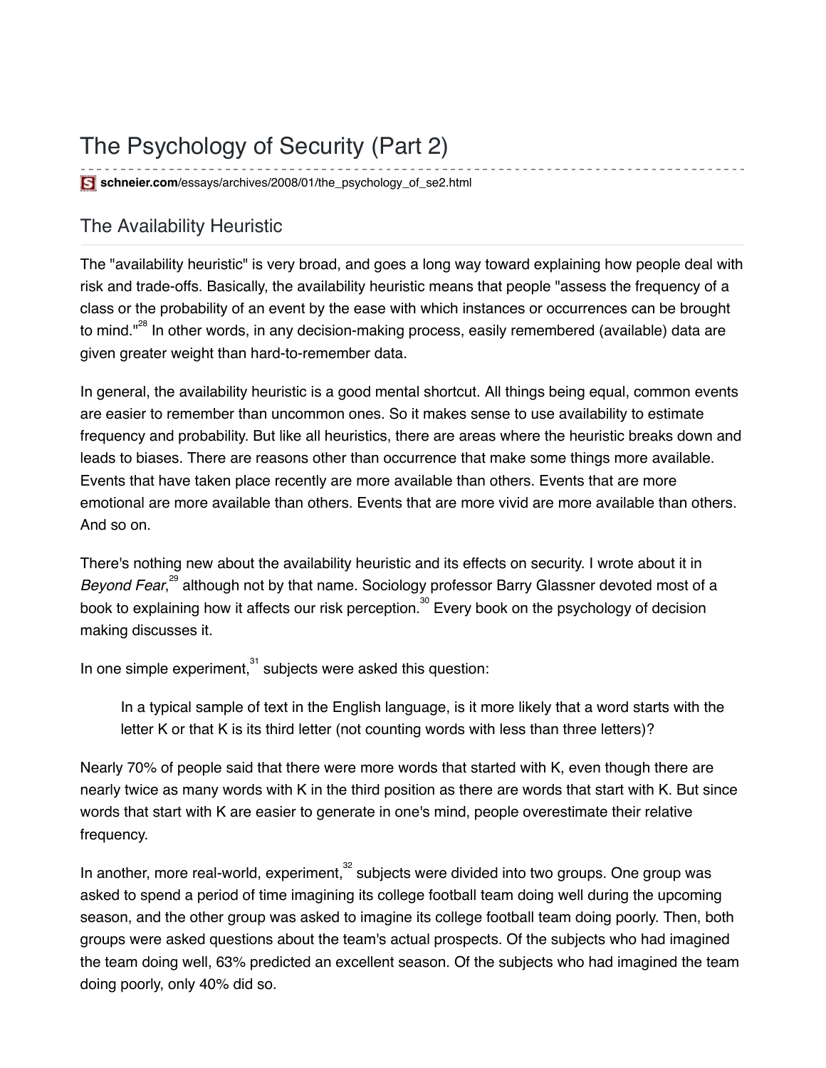# The Psychology of Security (Part 2)

schneier.com/essays/archives/2008/01/the_psychology_of_se2.html

## The Availability Heuristic

The "availability heuristic" is very broad, and goes a long way toward explaining how people deal with risk and trade-offs. Basically, the availability heuristic means that people "assess the frequency of a class or the probability of an event by the ease with which instances or occurrences can be brought to mind."[28] In other words, in any decision-making process, easily remembered (available) data are given greater weight than hard-to-remember data.

In general, the availability heuristic is a good mental shortcut. All things being equal, common events are easier to remember than uncommon ones. So it makes sense to use availability to estimate frequency and probability. But like all heuristics, there are areas where the heuristic breaks down and leads to biases. There are reasons other than occurrence that make some things more available. Events that have taken place recently are more available than others. Events that are more emotional are more available than others. Events that are more vivid are more available than others. And so on.

There's nothing new about the availability heuristic and its effects on security. I wrote about it in *Beyond Fear*,[29] although not by that name. Sociology professor Barry Glassner devoted most of a book to explaining how it affects our risk perception.[30] Every book on the psychology of decision making discusses it.

In one simple experiment,[31] subjects were asked this question:

> In a typical sample of text in the English language, is it more likely that a word starts with the letter K or that K is its third letter (not counting words with less than three letters)?

Nearly 70% of people said that there were more words that started with K, even though there are nearly twice as many words with K in the third position as there are words that start with K. But since words that start with K are easier to generate in one's mind, people overestimate their relative frequency.

In another, more real-world, experiment,[32] subjects were divided into two groups. One group was asked to spend a period of time imagining its college football team doing well during the upcoming season, and the other group was asked to imagine its college football team doing poorly. Then, both groups were asked questions about the team's actual prospects. Of the subjects who had imagined the team doing well, 63% predicted an excellent season. Of the subjects who had imagined the team doing poorly, only 40% did so.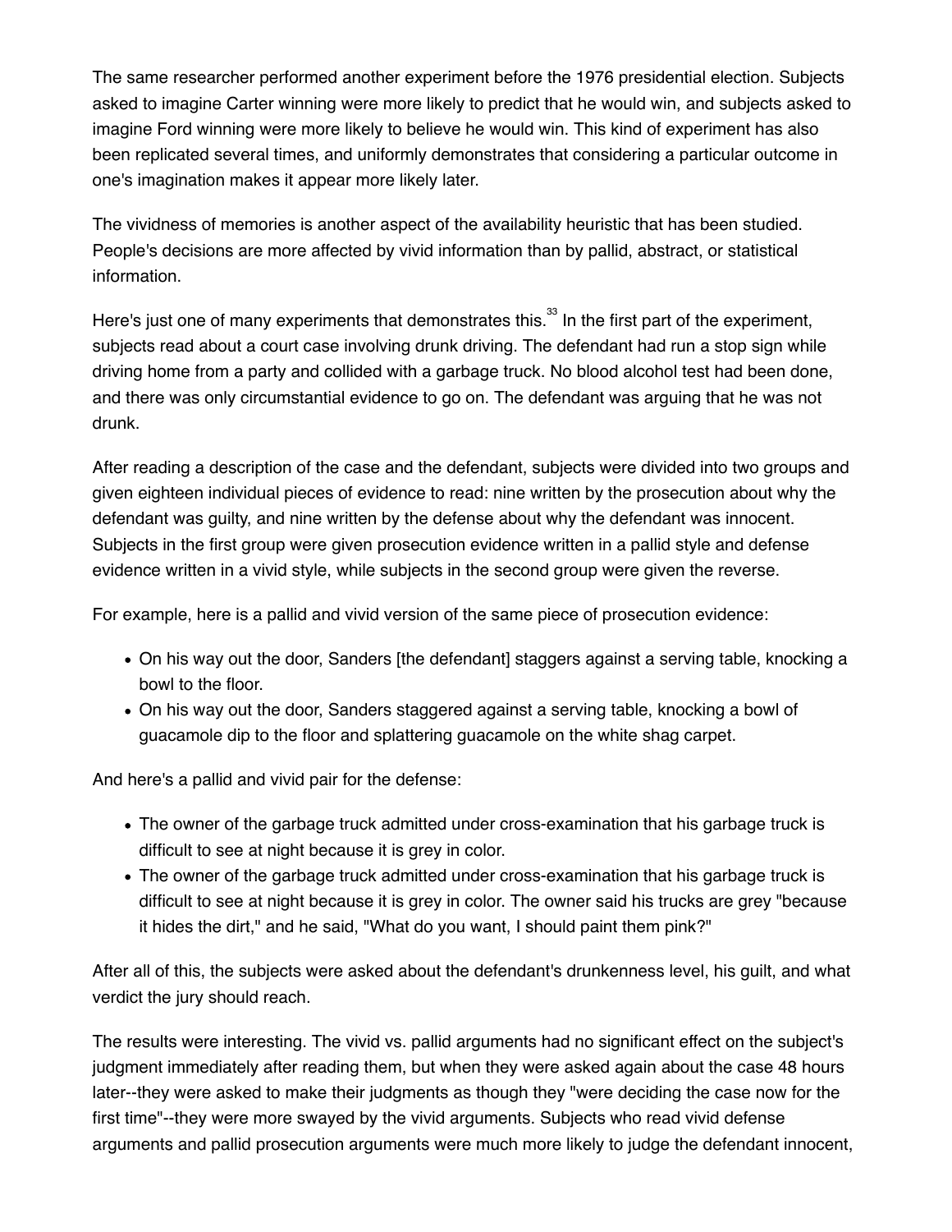The same researcher performed another experiment before the 1976 presidential election. Subjects asked to imagine Carter winning were more likely to predict that he would win, and subjects asked to imagine Ford winning were more likely to believe he would win. This kind of experiment has also been replicated several times, and uniformly demonstrates that considering a particular outcome in one's imagination makes it appear more likely later.

The vividness of memories is another aspect of the availability heuristic that has been studied. People's decisions are more affected by vivid information than by pallid, abstract, or statistical information.

Here's just one of many experiments that demonstrates this.[33] In the first part of the experiment, subjects read about a court case involving drunk driving. The defendant had run a stop sign while driving home from a party and collided with a garbage truck. No blood alcohol test had been done, and there was only circumstantial evidence to go on. The defendant was arguing that he was not drunk.

After reading a description of the case and the defendant, subjects were divided into two groups and given eighteen individual pieces of evidence to read: nine written by the prosecution about why the defendant was guilty, and nine written by the defense about why the defendant was innocent. Subjects in the first group were given prosecution evidence written in a pallid style and defense evidence written in a vivid style, while subjects in the second group were given the reverse.

For example, here is a pallid and vivid version of the same piece of prosecution evidence:

- On his way out the door, Sanders [the defendant] staggers against a serving table, knocking a bowl to the floor.
- On his way out the door, Sanders staggered against a serving table, knocking a bowl of guacamole dip to the floor and splattering guacamole on the white shag carpet.

And here's a pallid and vivid pair for the defense:

- The owner of the garbage truck admitted under cross-examination that his garbage truck is difficult to see at night because it is grey in color.
- The owner of the garbage truck admitted under cross-examination that his garbage truck is difficult to see at night because it is grey in color. The owner said his trucks are grey "because it hides the dirt," and he said, "What do you want, I should paint them pink?"

After all of this, the subjects were asked about the defendant's drunkenness level, his guilt, and what verdict the jury should reach.

The results were interesting. The vivid vs. pallid arguments had no significant effect on the subject's judgment immediately after reading them, but when they were asked again about the case 48 hours later--they were asked to make their judgments as though they "were deciding the case now for the first time"--they were more swayed by the vivid arguments. Subjects who read vivid defense arguments and pallid prosecution arguments were much more likely to judge the defendant innocent,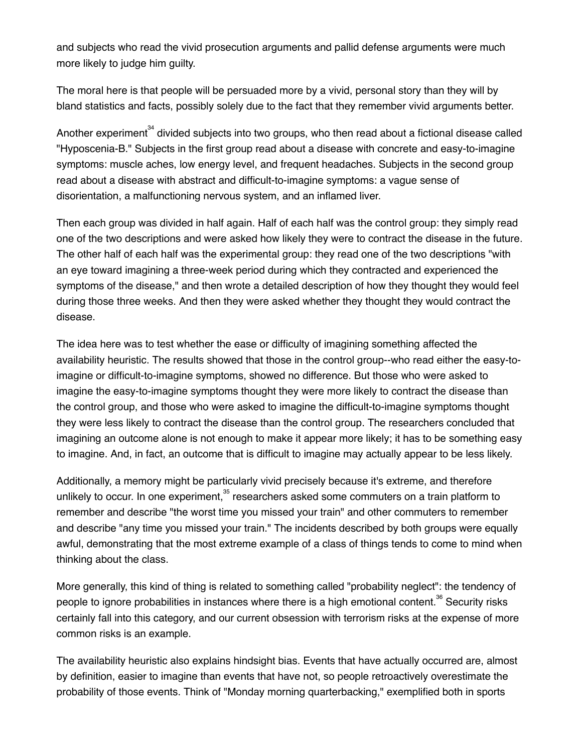and subjects who read the vivid prosecution arguments and pallid defense arguments were much more likely to judge him guilty.

The moral here is that people will be persuaded more by a vivid, personal story than they will by bland statistics and facts, possibly solely due to the fact that they remember vivid arguments better.

Another experiment[34] divided subjects into two groups, who then read about a fictional disease called "Hyposcenia-B." Subjects in the first group read about a disease with concrete and easy-to-imagine symptoms: muscle aches, low energy level, and frequent headaches. Subjects in the second group read about a disease with abstract and difficult-to-imagine symptoms: a vague sense of disorientation, a malfunctioning nervous system, and an inflamed liver.

Then each group was divided in half again. Half of each half was the control group: they simply read one of the two descriptions and were asked how likely they were to contract the disease in the future. The other half of each half was the experimental group: they read one of the two descriptions "with an eye toward imagining a three-week period during which they contracted and experienced the symptoms of the disease," and then wrote a detailed description of how they thought they would feel during those three weeks. And then they were asked whether they thought they would contract the disease.

The idea here was to test whether the ease or difficulty of imagining something affected the availability heuristic. The results showed that those in the control group--who read either the easy-to-imagine or difficult-to-imagine symptoms, showed no difference. But those who were asked to imagine the easy-to-imagine symptoms thought they were more likely to contract the disease than the control group, and those who were asked to imagine the difficult-to-imagine symptoms thought they were less likely to contract the disease than the control group. The researchers concluded that imagining an outcome alone is not enough to make it appear more likely; it has to be something easy to imagine. And, in fact, an outcome that is difficult to imagine may actually appear to be less likely.

Additionally, a memory might be particularly vivid precisely because it's extreme, and therefore unlikely to occur. In one experiment,[35] researchers asked some commuters on a train platform to remember and describe "the worst time you missed your train" and other commuters to remember and describe "any time you missed your train." The incidents described by both groups were equally awful, demonstrating that the most extreme example of a class of things tends to come to mind when thinking about the class.

More generally, this kind of thing is related to something called "probability neglect": the tendency of people to ignore probabilities in instances where there is a high emotional content.[36] Security risks certainly fall into this category, and our current obsession with terrorism risks at the expense of more common risks is an example.

The availability heuristic also explains hindsight bias. Events that have actually occurred are, almost by definition, easier to imagine than events that have not, so people retroactively overestimate the probability of those events. Think of "Monday morning quarterbacking," exemplified both in sports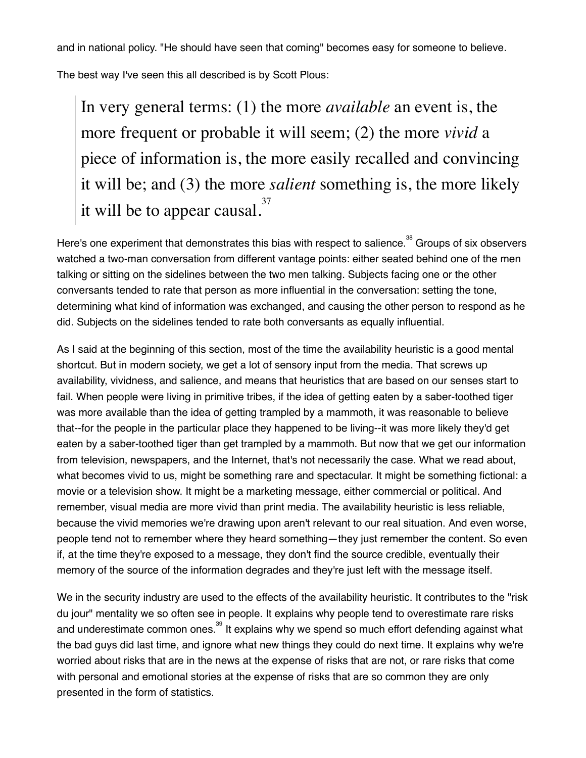and in national policy. "He should have seen that coming" becomes easy for someone to believe.

The best way I've seen this all described is by Scott Plous:

> In very general terms: (1) the more *available* an event is, the more frequent or probable it will seem; (2) the more *vivid* a piece of information is, the more easily recalled and convincing it will be; and (3) the more *salient* something is, the more likely it will be to appear causal.[37]

Here's one experiment that demonstrates this bias with respect to salience.[38] Groups of six observers watched a two-man conversation from different vantage points: either seated behind one of the men talking or sitting on the sidelines between the two men talking. Subjects facing one or the other conversants tended to rate that person as more influential in the conversation: setting the tone, determining what kind of information was exchanged, and causing the other person to respond as he did. Subjects on the sidelines tended to rate both conversants as equally influential.

As I said at the beginning of this section, most of the time the availability heuristic is a good mental shortcut. But in modern society, we get a lot of sensory input from the media. That screws up availability, vividness, and salience, and means that heuristics that are based on our senses start to fail. When people were living in primitive tribes, if the idea of getting eaten by a saber-toothed tiger was more available than the idea of getting trampled by a mammoth, it was reasonable to believe that--for the people in the particular place they happened to be living--it was more likely they'd get eaten by a saber-toothed tiger than get trampled by a mammoth. But now that we get our information from television, newspapers, and the Internet, that's not necessarily the case. What we read about, what becomes vivid to us, might be something rare and spectacular. It might be something fictional: a movie or a television show. It might be a marketing message, either commercial or political. And remember, visual media are more vivid than print media. The availability heuristic is less reliable, because the vivid memories we're drawing upon aren't relevant to our real situation. And even worse, people tend not to remember where they heard something—they just remember the content. So even if, at the time they're exposed to a message, they don't find the source credible, eventually their memory of the source of the information degrades and they're just left with the message itself.

We in the security industry are used to the effects of the availability heuristic. It contributes to the "risk du jour" mentality we so often see in people. It explains why people tend to overestimate rare risks and underestimate common ones.[39] It explains why we spend so much effort defending against what the bad guys did last time, and ignore what new things they could do next time. It explains why we're worried about risks that are in the news at the expense of risks that are not, or rare risks that come with personal and emotional stories at the expense of risks that are so common they are only presented in the form of statistics.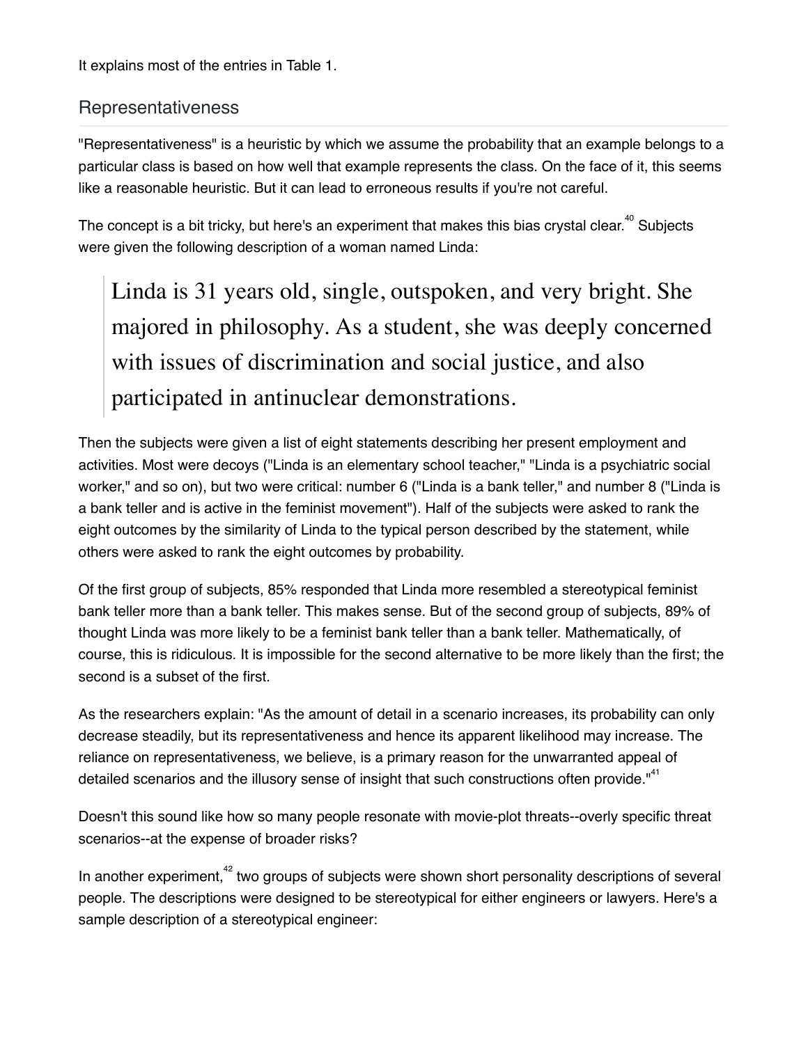It explains most of the entries in Table 1.

## Representativeness

"Representativeness" is a heuristic by which we assume the probability that an example belongs to a particular class is based on how well that example represents the class. On the face of it, this seems like a reasonable heuristic. But it can lead to erroneous results if you're not careful.

The concept is a bit tricky, but here's an experiment that makes this bias crystal clear.[40] Subjects were given the following description of a woman named Linda:

> Linda is 31 years old, single, outspoken, and very bright. She majored in philosophy. As a student, she was deeply concerned with issues of discrimination and social justice, and also participated in antinuclear demonstrations.

Then the subjects were given a list of eight statements describing her present employment and activities. Most were decoys ("Linda is an elementary school teacher," "Linda is a psychiatric social worker," and so on), but two were critical: number 6 ("Linda is a bank teller," and number 8 ("Linda is a bank teller and is active in the feminist movement"). Half of the subjects were asked to rank the eight outcomes by the similarity of Linda to the typical person described by the statement, while others were asked to rank the eight outcomes by probability.

Of the first group of subjects, 85% responded that Linda more resembled a stereotypical feminist bank teller more than a bank teller. This makes sense. But of the second group of subjects, 89% of thought Linda was more likely to be a feminist bank teller than a bank teller. Mathematically, of course, this is ridiculous. It is impossible for the second alternative to be more likely than the first; the second is a subset of the first.

As the researchers explain: "As the amount of detail in a scenario increases, its probability can only decrease steadily, but its representativeness and hence its apparent likelihood may increase. The reliance on representativeness, we believe, is a primary reason for the unwarranted appeal of detailed scenarios and the illusory sense of insight that such constructions often provide."[41]

Doesn't this sound like how so many people resonate with movie-plot threats--overly specific threat scenarios--at the expense of broader risks?

In another experiment,[42] two groups of subjects were shown short personality descriptions of several people. The descriptions were designed to be stereotypical for either engineers or lawyers. Here's a sample description of a stereotypical engineer: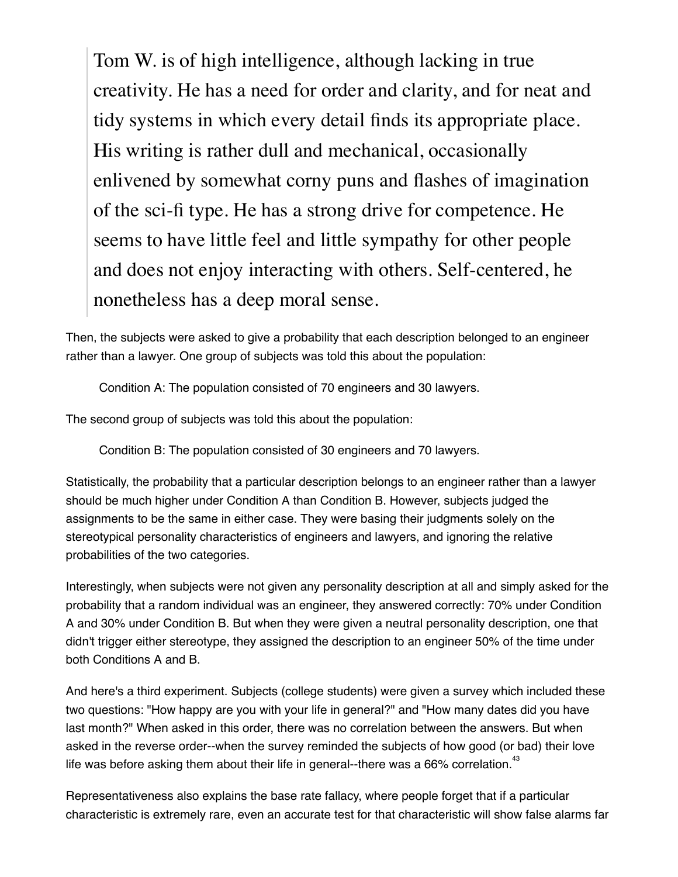> Tom W. is of high intelligence, although lacking in true creativity. He has a need for order and clarity, and for neat and tidy systems in which every detail finds its appropriate place. His writing is rather dull and mechanical, occasionally enlivened by somewhat corny puns and flashes of imagination of the sci-fi type. He has a strong drive for competence. He seems to have little feel and little sympathy for other people and does not enjoy interacting with others. Self-centered, he nonetheless has a deep moral sense.

Then, the subjects were asked to give a probability that each description belonged to an engineer rather than a lawyer. One group of subjects was told this about the population:

Condition A: The population consisted of 70 engineers and 30 lawyers.

The second group of subjects was told this about the population:

Condition B: The population consisted of 30 engineers and 70 lawyers.

Statistically, the probability that a particular description belongs to an engineer rather than a lawyer should be much higher under Condition A than Condition B. However, subjects judged the assignments to be the same in either case. They were basing their judgments solely on the stereotypical personality characteristics of engineers and lawyers, and ignoring the relative probabilities of the two categories.

Interestingly, when subjects were not given any personality description at all and simply asked for the probability that a random individual was an engineer, they answered correctly: 70% under Condition A and 30% under Condition B. But when they were given a neutral personality description, one that didn't trigger either stereotype, they assigned the description to an engineer 50% of the time under both Conditions A and B.

And here's a third experiment. Subjects (college students) were given a survey which included these two questions: "How happy are you with your life in general?" and "How many dates did you have last month?" When asked in this order, there was no correlation between the answers. But when asked in the reverse order--when the survey reminded the subjects of how good (or bad) their love life was before asking them about their life in general--there was a 66% correlation.[43]

Representativeness also explains the base rate fallacy, where people forget that if a particular characteristic is extremely rare, even an accurate test for that characteristic will show false alarms far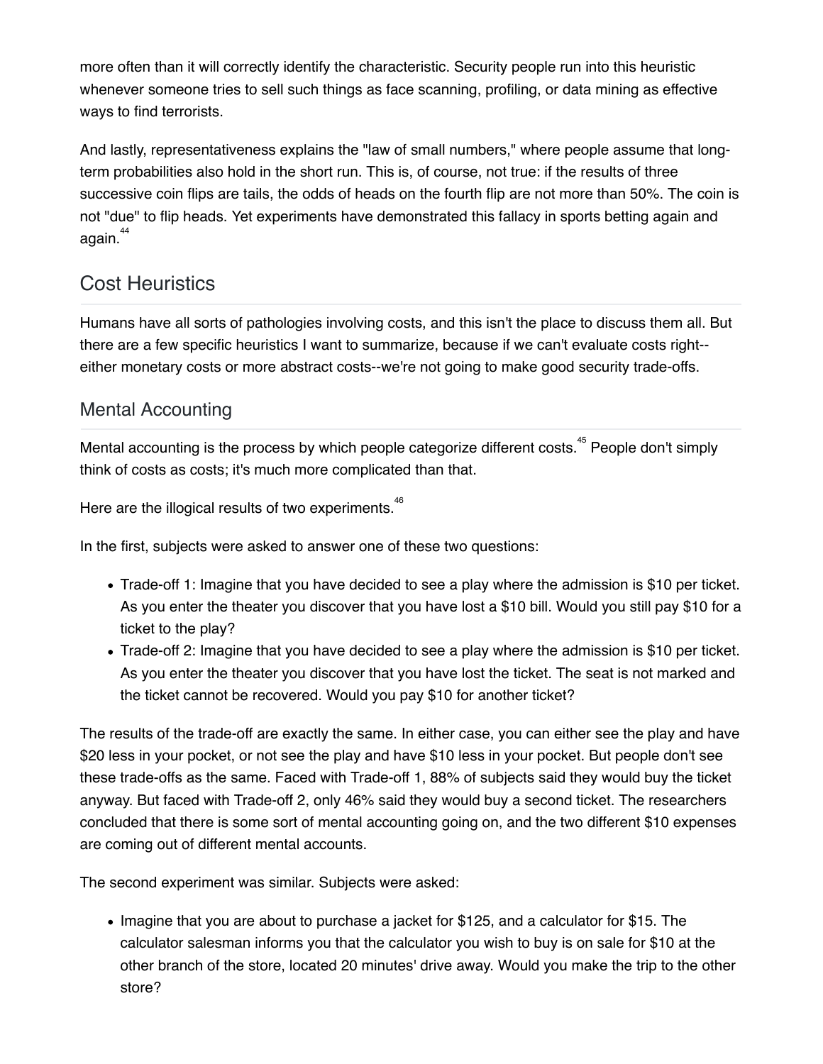more often than it will correctly identify the characteristic. Security people run into this heuristic whenever someone tries to sell such things as face scanning, profiling, or data mining as effective ways to find terrorists.

And lastly, representativeness explains the "law of small numbers," where people assume that long-term probabilities also hold in the short run. This is, of course, not true: if the results of three successive coin flips are tails, the odds of heads on the fourth flip are not more than 50%. The coin is not "due" to flip heads. Yet experiments have demonstrated this fallacy in sports betting again and again.[44]

## Cost Heuristics

Humans have all sorts of pathologies involving costs, and this isn't the place to discuss them all. But there are a few specific heuristics I want to summarize, because if we can't evaluate costs right--either monetary costs or more abstract costs--we're not going to make good security trade-offs.

### Mental Accounting

Mental accounting is the process by which people categorize different costs.[45] People don't simply think of costs as costs; it's much more complicated than that.

Here are the illogical results of two experiments.[46]

In the first, subjects were asked to answer one of these two questions:

- Trade-off 1: Imagine that you have decided to see a play where the admission is $10 per ticket. As you enter the theater you discover that you have lost a $10 bill. Would you still pay $10 for a ticket to the play?
- Trade-off 2: Imagine that you have decided to see a play where the admission is $10 per ticket. As you enter the theater you discover that you have lost the ticket. The seat is not marked and the ticket cannot be recovered. Would you pay $10 for another ticket?

The results of the trade-off are exactly the same. In either case, you can either see the play and have $20 less in your pocket, or not see the play and have $10 less in your pocket. But people don't see these trade-offs as the same. Faced with Trade-off 1, 88% of subjects said they would buy the ticket anyway. But faced with Trade-off 2, only 46% said they would buy a second ticket. The researchers concluded that there is some sort of mental accounting going on, and the two different $10 expenses are coming out of different mental accounts.

The second experiment was similar. Subjects were asked:

- Imagine that you are about to purchase a jacket for $125, and a calculator for $15. The calculator salesman informs you that the calculator you wish to buy is on sale for $10 at the other branch of the store, located 20 minutes' drive away. Would you make the trip to the other store?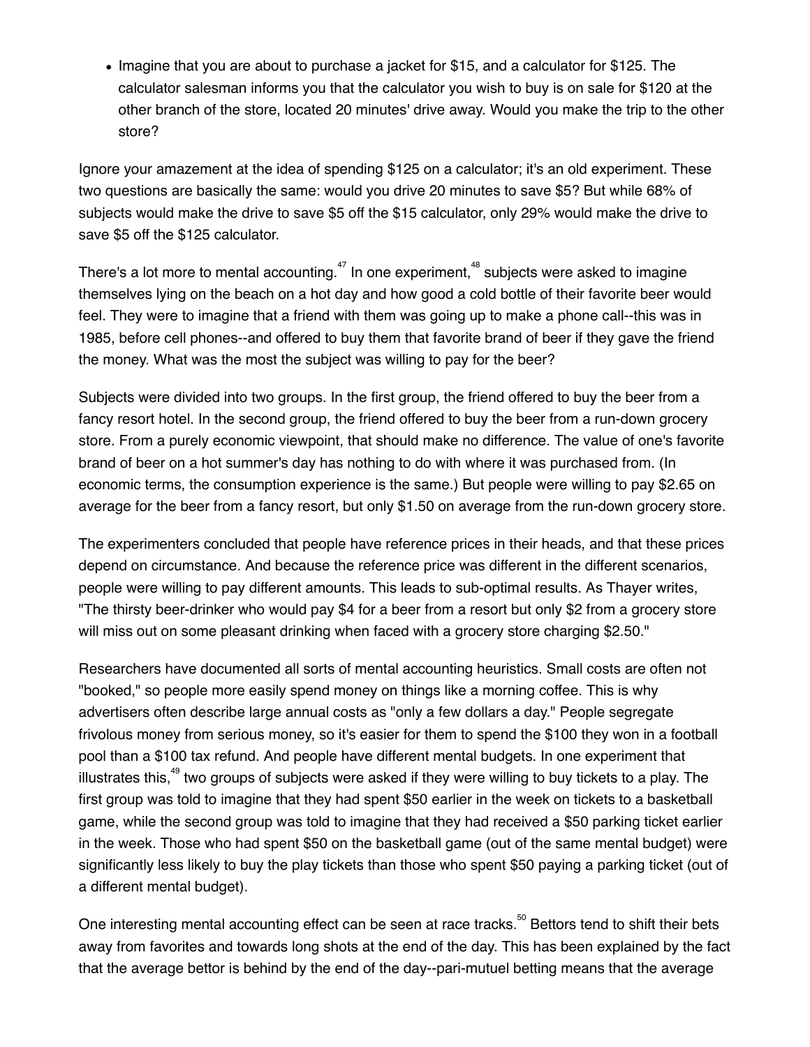- Imagine that you are about to purchase a jacket for $15, and a calculator for $125. The calculator salesman informs you that the calculator you wish to buy is on sale for $120 at the other branch of the store, located 20 minutes' drive away. Would you make the trip to the other store?

Ignore your amazement at the idea of spending $125 on a calculator; it's an old experiment. These two questions are basically the same: would you drive 20 minutes to save $5? But while 68% of subjects would make the drive to save $5 off the $15 calculator, only 29% would make the drive to save $5 off the $125 calculator.

There's a lot more to mental accounting.[47] In one experiment,[48] subjects were asked to imagine themselves lying on the beach on a hot day and how good a cold bottle of their favorite beer would feel. They were to imagine that a friend with them was going up to make a phone call--this was in 1985, before cell phones--and offered to buy them that favorite brand of beer if they gave the friend the money. What was the most the subject was willing to pay for the beer?

Subjects were divided into two groups. In the first group, the friend offered to buy the beer from a fancy resort hotel. In the second group, the friend offered to buy the beer from a run-down grocery store. From a purely economic viewpoint, that should make no difference. The value of one's favorite brand of beer on a hot summer's day has nothing to do with where it was purchased from. (In economic terms, the consumption experience is the same.) But people were willing to pay $2.65 on average for the beer from a fancy resort, but only $1.50 on average from the run-down grocery store.

The experimenters concluded that people have reference prices in their heads, and that these prices depend on circumstance. And because the reference price was different in the different scenarios, people were willing to pay different amounts. This leads to sub-optimal results. As Thayer writes, "The thirsty beer-drinker who would pay $4 for a beer from a resort but only $2 from a grocery store will miss out on some pleasant drinking when faced with a grocery store charging $2.50."

Researchers have documented all sorts of mental accounting heuristics. Small costs are often not "booked," so people more easily spend money on things like a morning coffee. This is why advertisers often describe large annual costs as "only a few dollars a day." People segregate frivolous money from serious money, so it's easier for them to spend the $100 they won in a football pool than a $100 tax refund. And people have different mental budgets. In one experiment that illustrates this,[49] two groups of subjects were asked if they were willing to buy tickets to a play. The first group was told to imagine that they had spent $50 earlier in the week on tickets to a basketball game, while the second group was told to imagine that they had received a $50 parking ticket earlier in the week. Those who had spent $50 on the basketball game (out of the same mental budget) were significantly less likely to buy the play tickets than those who spent $50 paying a parking ticket (out of a different mental budget).

One interesting mental accounting effect can be seen at race tracks.[50] Bettors tend to shift their bets away from favorites and towards long shots at the end of the day. This has been explained by the fact that the average bettor is behind by the end of the day--pari-mutuel betting means that the average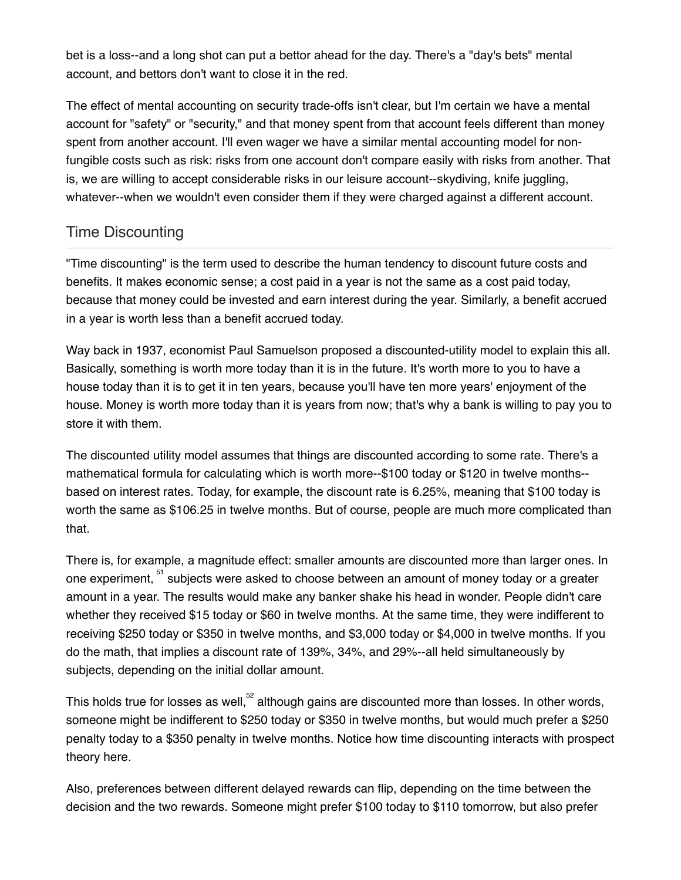bet is a loss--and a long shot can put a bettor ahead for the day. There's a "day's bets" mental account, and bettors don't want to close it in the red.

The effect of mental accounting on security trade-offs isn't clear, but I'm certain we have a mental account for "safety" or "security," and that money spent from that account feels different than money spent from another account. I'll even wager we have a similar mental accounting model for non-fungible costs such as risk: risks from one account don't compare easily with risks from another. That is, we are willing to accept considerable risks in our leisure account--skydiving, knife juggling, whatever--when we wouldn't even consider them if they were charged against a different account.

## Time Discounting

"Time discounting" is the term used to describe the human tendency to discount future costs and benefits. It makes economic sense; a cost paid in a year is not the same as a cost paid today, because that money could be invested and earn interest during the year. Similarly, a benefit accrued in a year is worth less than a benefit accrued today.

Way back in 1937, economist Paul Samuelson proposed a discounted-utility model to explain this all. Basically, something is worth more today than it is in the future. It's worth more to you to have a house today than it is to get it in ten years, because you'll have ten more years' enjoyment of the house. Money is worth more today than it is years from now; that's why a bank is willing to pay you to store it with them.

The discounted utility model assumes that things are discounted according to some rate. There's a mathematical formula for calculating which is worth more--$100 today or $120 in twelve months--based on interest rates. Today, for example, the discount rate is 6.25%, meaning that $100 today is worth the same as $106.25 in twelve months. But of course, people are much more complicated than that.

There is, for example, a magnitude effect: smaller amounts are discounted more than larger ones. In one experiment,[51] subjects were asked to choose between an amount of money today or a greater amount in a year. The results would make any banker shake his head in wonder. People didn't care whether they received $15 today or $60 in twelve months. At the same time, they were indifferent to receiving $250 today or $350 in twelve months, and $3,000 today or $4,000 in twelve months. If you do the math, that implies a discount rate of 139%, 34%, and 29%--all held simultaneously by subjects, depending on the initial dollar amount.

This holds true for losses as well,[52] although gains are discounted more than losses. In other words, someone might be indifferent to $250 today or $350 in twelve months, but would much prefer a $250 penalty today to a $350 penalty in twelve months. Notice how time discounting interacts with prospect theory here.

Also, preferences between different delayed rewards can flip, depending on the time between the decision and the two rewards. Someone might prefer $100 today to $110 tomorrow, but also prefer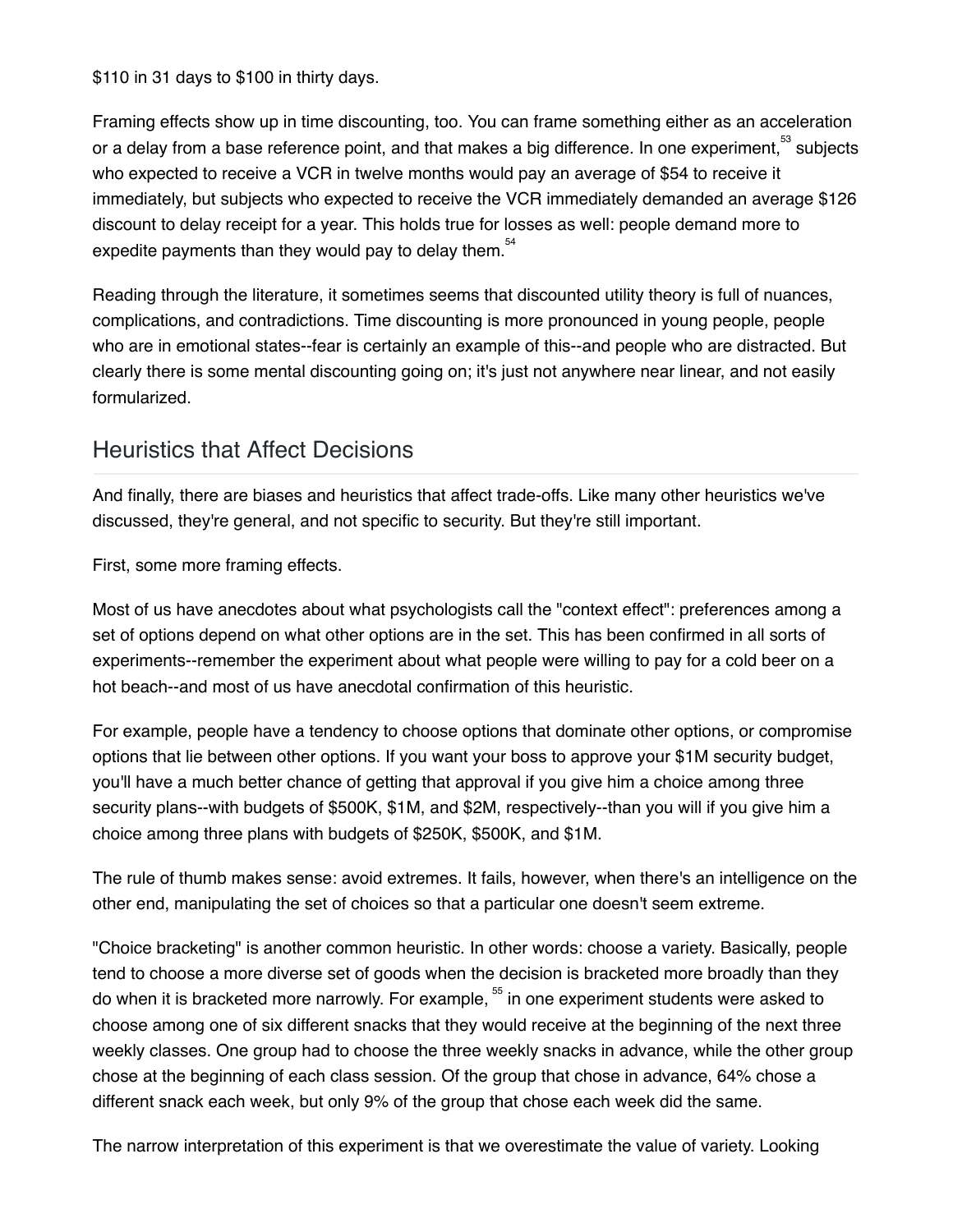$110 in 31 days to $100 in thirty days.

Framing effects show up in time discounting, too. You can frame something either as an acceleration or a delay from a base reference point, and that makes a big difference. In one experiment,[53] subjects who expected to receive a VCR in twelve months would pay an average of $54 to receive it immediately, but subjects who expected to receive the VCR immediately demanded an average $126 discount to delay receipt for a year. This holds true for losses as well: people demand more to expedite payments than they would pay to delay them.[54]

Reading through the literature, it sometimes seems that discounted utility theory is full of nuances, complications, and contradictions. Time discounting is more pronounced in young people, people who are in emotional states--fear is certainly an example of this--and people who are distracted. But clearly there is some mental discounting going on; it's just not anywhere near linear, and not easily formularized.

## Heuristics that Affect Decisions

And finally, there are biases and heuristics that affect trade-offs. Like many other heuristics we've discussed, they're general, and not specific to security. But they're still important.

First, some more framing effects.

Most of us have anecdotes about what psychologists call the "context effect": preferences among a set of options depend on what other options are in the set. This has been confirmed in all sorts of experiments--remember the experiment about what people were willing to pay for a cold beer on a hot beach--and most of us have anecdotal confirmation of this heuristic.

For example, people have a tendency to choose options that dominate other options, or compromise options that lie between other options. If you want your boss to approve your $1M security budget, you'll have a much better chance of getting that approval if you give him a choice among three security plans--with budgets of $500K, $1M, and $2M, respectively--than you will if you give him a choice among three plans with budgets of $250K, $500K, and $1M.

The rule of thumb makes sense: avoid extremes. It fails, however, when there's an intelligence on the other end, manipulating the set of choices so that a particular one doesn't seem extreme.

"Choice bracketing" is another common heuristic. In other words: choose a variety. Basically, people tend to choose a more diverse set of goods when the decision is bracketed more broadly than they do when it is bracketed more narrowly. For example,[55] in one experiment students were asked to choose among one of six different snacks that they would receive at the beginning of the next three weekly classes. One group had to choose the three weekly snacks in advance, while the other group chose at the beginning of each class session. Of the group that chose in advance, 64% chose a different snack each week, but only 9% of the group that chose each week did the same.

The narrow interpretation of this experiment is that we overestimate the value of variety. Looking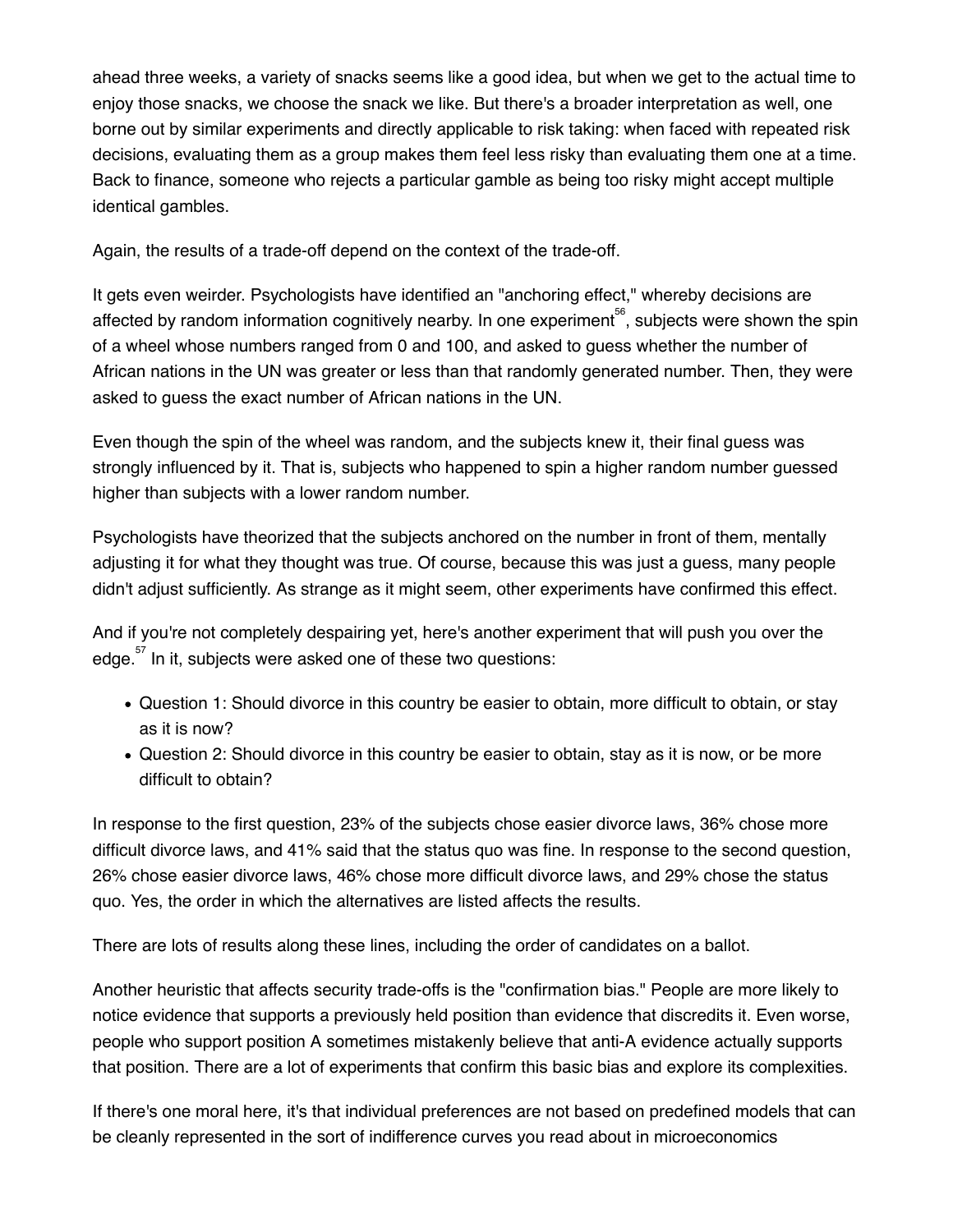ahead three weeks, a variety of snacks seems like a good idea, but when we get to the actual time to enjoy those snacks, we choose the snack we like. But there's a broader interpretation as well, one borne out by similar experiments and directly applicable to risk taking: when faced with repeated risk decisions, evaluating them as a group makes them feel less risky than evaluating them one at a time. Back to finance, someone who rejects a particular gamble as being too risky might accept multiple identical gambles.

Again, the results of a trade-off depend on the context of the trade-off.

It gets even weirder. Psychologists have identified an "anchoring effect," whereby decisions are affected by random information cognitively nearby. In one experiment[56], subjects were shown the spin of a wheel whose numbers ranged from 0 and 100, and asked to guess whether the number of African nations in the UN was greater or less than that randomly generated number. Then, they were asked to guess the exact number of African nations in the UN.

Even though the spin of the wheel was random, and the subjects knew it, their final guess was strongly influenced by it. That is, subjects who happened to spin a higher random number guessed higher than subjects with a lower random number.

Psychologists have theorized that the subjects anchored on the number in front of them, mentally adjusting it for what they thought was true. Of course, because this was just a guess, many people didn't adjust sufficiently. As strange as it might seem, other experiments have confirmed this effect.

And if you're not completely despairing yet, here's another experiment that will push you over the edge.[57] In it, subjects were asked one of these two questions:

- Question 1: Should divorce in this country be easier to obtain, more difficult to obtain, or stay as it is now?
- Question 2: Should divorce in this country be easier to obtain, stay as it is now, or be more difficult to obtain?

In response to the first question, 23% of the subjects chose easier divorce laws, 36% chose more difficult divorce laws, and 41% said that the status quo was fine. In response to the second question, 26% chose easier divorce laws, 46% chose more difficult divorce laws, and 29% chose the status quo. Yes, the order in which the alternatives are listed affects the results.

There are lots of results along these lines, including the order of candidates on a ballot.

Another heuristic that affects security trade-offs is the "confirmation bias." People are more likely to notice evidence that supports a previously held position than evidence that discredits it. Even worse, people who support position A sometimes mistakenly believe that anti-A evidence actually supports that position. There are a lot of experiments that confirm this basic bias and explore its complexities.

If there's one moral here, it's that individual preferences are not based on predefined models that can be cleanly represented in the sort of indifference curves you read about in microeconomics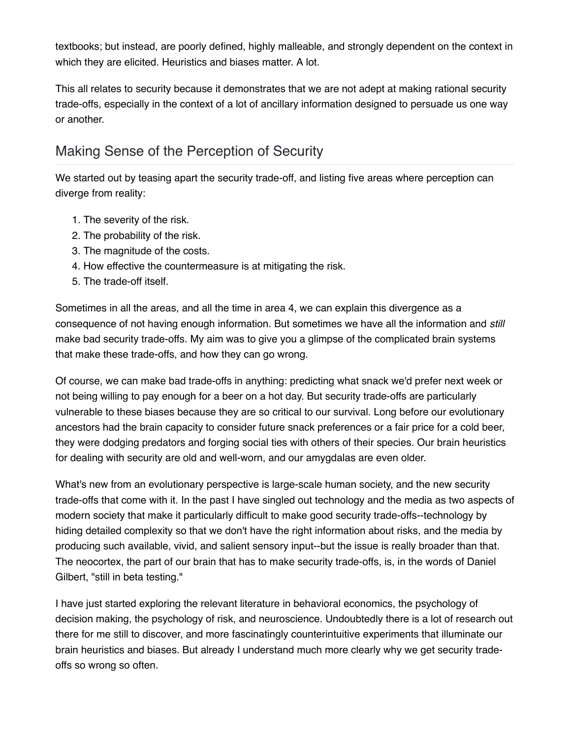textbooks; but instead, are poorly defined, highly malleable, and strongly dependent on the context in which they are elicited. Heuristics and biases matter. A lot.

This all relates to security because it demonstrates that we are not adept at making rational security trade-offs, especially in the context of a lot of ancillary information designed to persuade us one way or another.

## Making Sense of the Perception of Security

We started out by teasing apart the security trade-off, and listing five areas where perception can diverge from reality:

1. The severity of the risk.
2. The probability of the risk.
3. The magnitude of the costs.
4. How effective the countermeasure is at mitigating the risk.
5. The trade-off itself.

Sometimes in all the areas, and all the time in area 4, we can explain this divergence as a consequence of not having enough information. But sometimes we have all the information and *still* make bad security trade-offs. My aim was to give you a glimpse of the complicated brain systems that make these trade-offs, and how they can go wrong.

Of course, we can make bad trade-offs in anything: predicting what snack we'd prefer next week or not being willing to pay enough for a beer on a hot day. But security trade-offs are particularly vulnerable to these biases because they are so critical to our survival. Long before our evolutionary ancestors had the brain capacity to consider future snack preferences or a fair price for a cold beer, they were dodging predators and forging social ties with others of their species. Our brain heuristics for dealing with security are old and well-worn, and our amygdalas are even older.

What's new from an evolutionary perspective is large-scale human society, and the new security trade-offs that come with it. In the past I have singled out technology and the media as two aspects of modern society that make it particularly difficult to make good security trade-offs--technology by hiding detailed complexity so that we don't have the right information about risks, and the media by producing such available, vivid, and salient sensory input--but the issue is really broader than that. The neocortex, the part of our brain that has to make security trade-offs, is, in the words of Daniel Gilbert, "still in beta testing."

I have just started exploring the relevant literature in behavioral economics, the psychology of decision making, the psychology of risk, and neuroscience. Undoubtedly there is a lot of research out there for me still to discover, and more fascinatingly counterintuitive experiments that illuminate our brain heuristics and biases. But already I understand much more clearly why we get security trade-offs so wrong so often.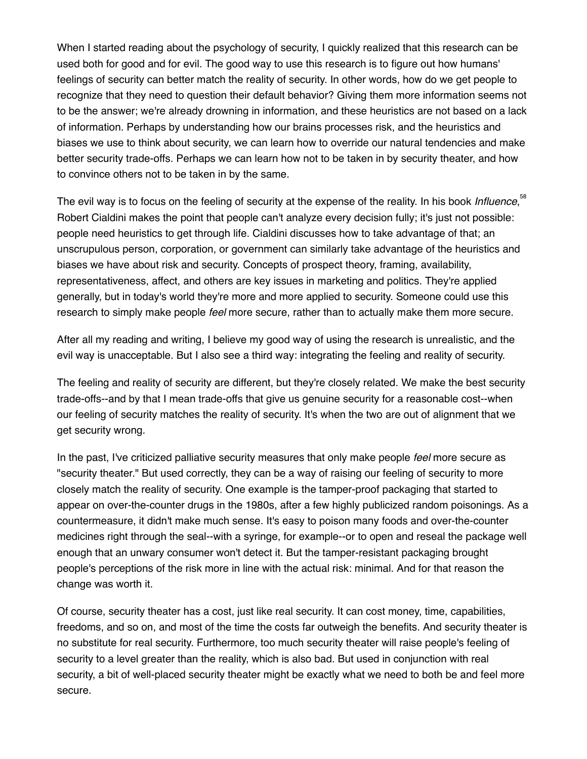When I started reading about the psychology of security, I quickly realized that this research can be used both for good and for evil. The good way to use this research is to figure out how humans' feelings of security can better match the reality of security. In other words, how do we get people to recognize that they need to question their default behavior? Giving them more information seems not to be the answer; we're already drowning in information, and these heuristics are not based on a lack of information. Perhaps by understanding how our brains processes risk, and the heuristics and biases we use to think about security, we can learn how to override our natural tendencies and make better security trade-offs. Perhaps we can learn how not to be taken in by security theater, and how to convince others not to be taken in by the same.

The evil way is to focus on the feeling of security at the expense of the reality. In his book *Influence*,[58] Robert Cialdini makes the point that people can't analyze every decision fully; it's just not possible: people need heuristics to get through life. Cialdini discusses how to take advantage of that; an unscrupulous person, corporation, or government can similarly take advantage of the heuristics and biases we have about risk and security. Concepts of prospect theory, framing, availability, representativeness, affect, and others are key issues in marketing and politics. They're applied generally, but in today's world they're more and more applied to security. Someone could use this research to simply make people *feel* more secure, rather than to actually make them more secure.

After all my reading and writing, I believe my good way of using the research is unrealistic, and the evil way is unacceptable. But I also see a third way: integrating the feeling and reality of security.

The feeling and reality of security are different, but they're closely related. We make the best security trade-offs--and by that I mean trade-offs that give us genuine security for a reasonable cost--when our feeling of security matches the reality of security. It's when the two are out of alignment that we get security wrong.

In the past, I've criticized palliative security measures that only make people *feel* more secure as "security theater." But used correctly, they can be a way of raising our feeling of security to more closely match the reality of security. One example is the tamper-proof packaging that started to appear on over-the-counter drugs in the 1980s, after a few highly publicized random poisonings. As a countermeasure, it didn't make much sense. It's easy to poison many foods and over-the-counter medicines right through the seal--with a syringe, for example--or to open and reseal the package well enough that an unwary consumer won't detect it. But the tamper-resistant packaging brought people's perceptions of the risk more in line with the actual risk: minimal. And for that reason the change was worth it.

Of course, security theater has a cost, just like real security. It can cost money, time, capabilities, freedoms, and so on, and most of the time the costs far outweigh the benefits. And security theater is no substitute for real security. Furthermore, too much security theater will raise people's feeling of security to a level greater than the reality, which is also bad. But used in conjunction with real security, a bit of well-placed security theater might be exactly what we need to both be and feel more secure.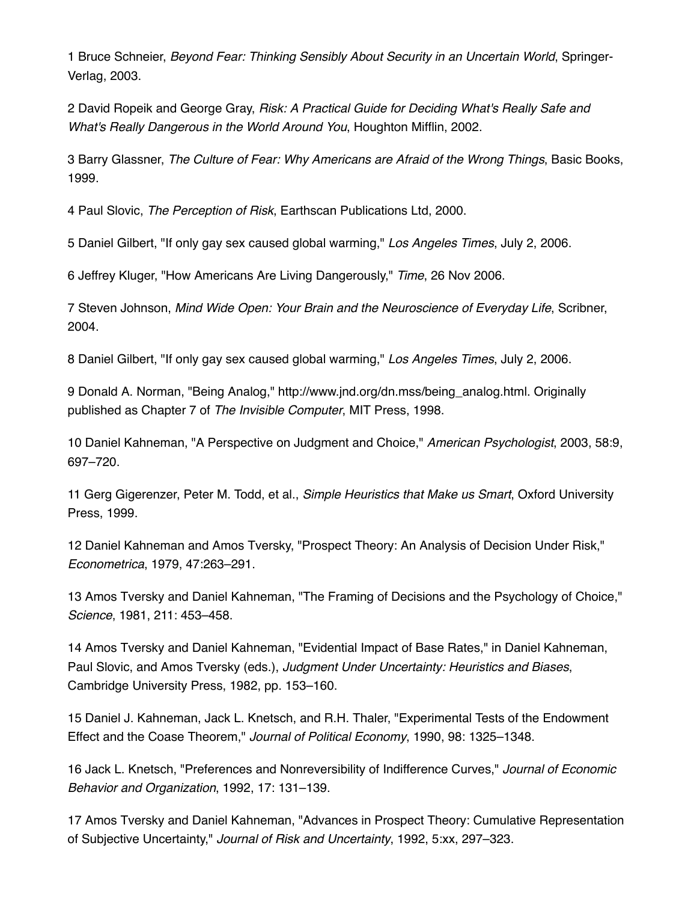1 Bruce Schneier, *Beyond Fear: Thinking Sensibly About Security in an Uncertain World*, Springer-Verlag, 2003.

2 David Ropeik and George Gray, *Risk: A Practical Guide for Deciding What's Really Safe and What's Really Dangerous in the World Around You*, Houghton Mifflin, 2002.

3 Barry Glassner, *The Culture of Fear: Why Americans are Afraid of the Wrong Things*, Basic Books, 1999.

4 Paul Slovic, *The Perception of Risk*, Earthscan Publications Ltd, 2000.

5 Daniel Gilbert, "If only gay sex caused global warming," *Los Angeles Times*, July 2, 2006.

6 Jeffrey Kluger, "How Americans Are Living Dangerously," *Time*, 26 Nov 2006.

7 Steven Johnson, *Mind Wide Open: Your Brain and the Neuroscience of Everyday Life*, Scribner, 2004.

8 Daniel Gilbert, "If only gay sex caused global warming," *Los Angeles Times*, July 2, 2006.

9 Donald A. Norman, "Being Analog," http://www.jnd.org/dn.mss/being_analog.html. Originally published as Chapter 7 of *The Invisible Computer*, MIT Press, 1998.

10 Daniel Kahneman, "A Perspective on Judgment and Choice," *American Psychologist*, 2003, 58:9, 697–720.

11 Gerg Gigerenzer, Peter M. Todd, et al., *Simple Heuristics that Make us Smart*, Oxford University Press, 1999.

12 Daniel Kahneman and Amos Tversky, "Prospect Theory: An Analysis of Decision Under Risk," *Econometrica*, 1979, 47:263–291.

13 Amos Tversky and Daniel Kahneman, "The Framing of Decisions and the Psychology of Choice," *Science*, 1981, 211: 453–458.

14 Amos Tversky and Daniel Kahneman, "Evidential Impact of Base Rates," in Daniel Kahneman, Paul Slovic, and Amos Tversky (eds.), *Judgment Under Uncertainty: Heuristics and Biases*, Cambridge University Press, 1982, pp. 153–160.

15 Daniel J. Kahneman, Jack L. Knetsch, and R.H. Thaler, "Experimental Tests of the Endowment Effect and the Coase Theorem," *Journal of Political Economy*, 1990, 98: 1325–1348.

16 Jack L. Knetsch, "Preferences and Nonreversibility of Indifference Curves," *Journal of Economic Behavior and Organization*, 1992, 17: 131–139.

17 Amos Tversky and Daniel Kahneman, "Advances in Prospect Theory: Cumulative Representation of Subjective Uncertainty," *Journal of Risk and Uncertainty*, 1992, 5:xx, 297–323.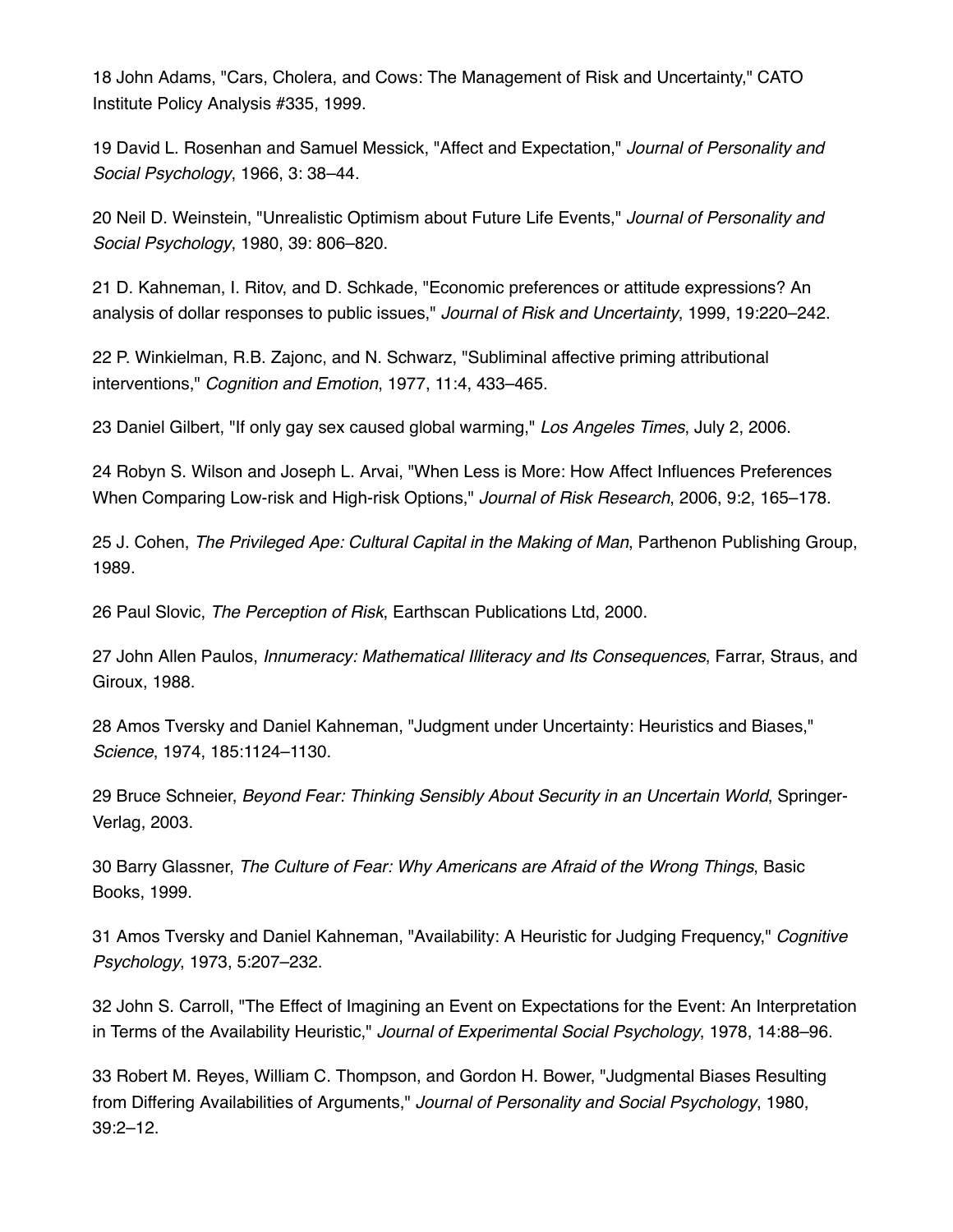18 John Adams, "Cars, Cholera, and Cows: The Management of Risk and Uncertainty," CATO Institute Policy Analysis #335, 1999.

19 David L. Rosenhan and Samuel Messick, "Affect and Expectation," *Journal of Personality and Social Psychology*, 1966, 3: 38–44.

20 Neil D. Weinstein, "Unrealistic Optimism about Future Life Events," *Journal of Personality and Social Psychology*, 1980, 39: 806–820.

21 D. Kahneman, I. Ritov, and D. Schkade, "Economic preferences or attitude expressions? An analysis of dollar responses to public issues," *Journal of Risk and Uncertainty*, 1999, 19:220–242.

22 P. Winkielman, R.B. Zajonc, and N. Schwarz, "Subliminal affective priming attributional interventions," *Cognition and Emotion*, 1977, 11:4, 433–465.

23 Daniel Gilbert, "If only gay sex caused global warming," *Los Angeles Times*, July 2, 2006.

24 Robyn S. Wilson and Joseph L. Arvai, "When Less is More: How Affect Influences Preferences When Comparing Low-risk and High-risk Options," *Journal of Risk Research*, 2006, 9:2, 165–178.

25 J. Cohen, *The Privileged Ape: Cultural Capital in the Making of Man*, Parthenon Publishing Group, 1989.

26 Paul Slovic, *The Perception of Risk*, Earthscan Publications Ltd, 2000.

27 John Allen Paulos, *Innumeracy: Mathematical Illiteracy and Its Consequences*, Farrar, Straus, and Giroux, 1988.

28 Amos Tversky and Daniel Kahneman, "Judgment under Uncertainty: Heuristics and Biases," *Science*, 1974, 185:1124–1130.

29 Bruce Schneier, *Beyond Fear: Thinking Sensibly About Security in an Uncertain World*, Springer-Verlag, 2003.

30 Barry Glassner, *The Culture of Fear: Why Americans are Afraid of the Wrong Things*, Basic Books, 1999.

31 Amos Tversky and Daniel Kahneman, "Availability: A Heuristic for Judging Frequency," *Cognitive Psychology*, 1973, 5:207–232.

32 John S. Carroll, "The Effect of Imagining an Event on Expectations for the Event: An Interpretation in Terms of the Availability Heuristic," *Journal of Experimental Social Psychology*, 1978, 14:88–96.

33 Robert M. Reyes, William C. Thompson, and Gordon H. Bower, "Judgmental Biases Resulting from Differing Availabilities of Arguments," *Journal of Personality and Social Psychology*, 1980, 39:2–12.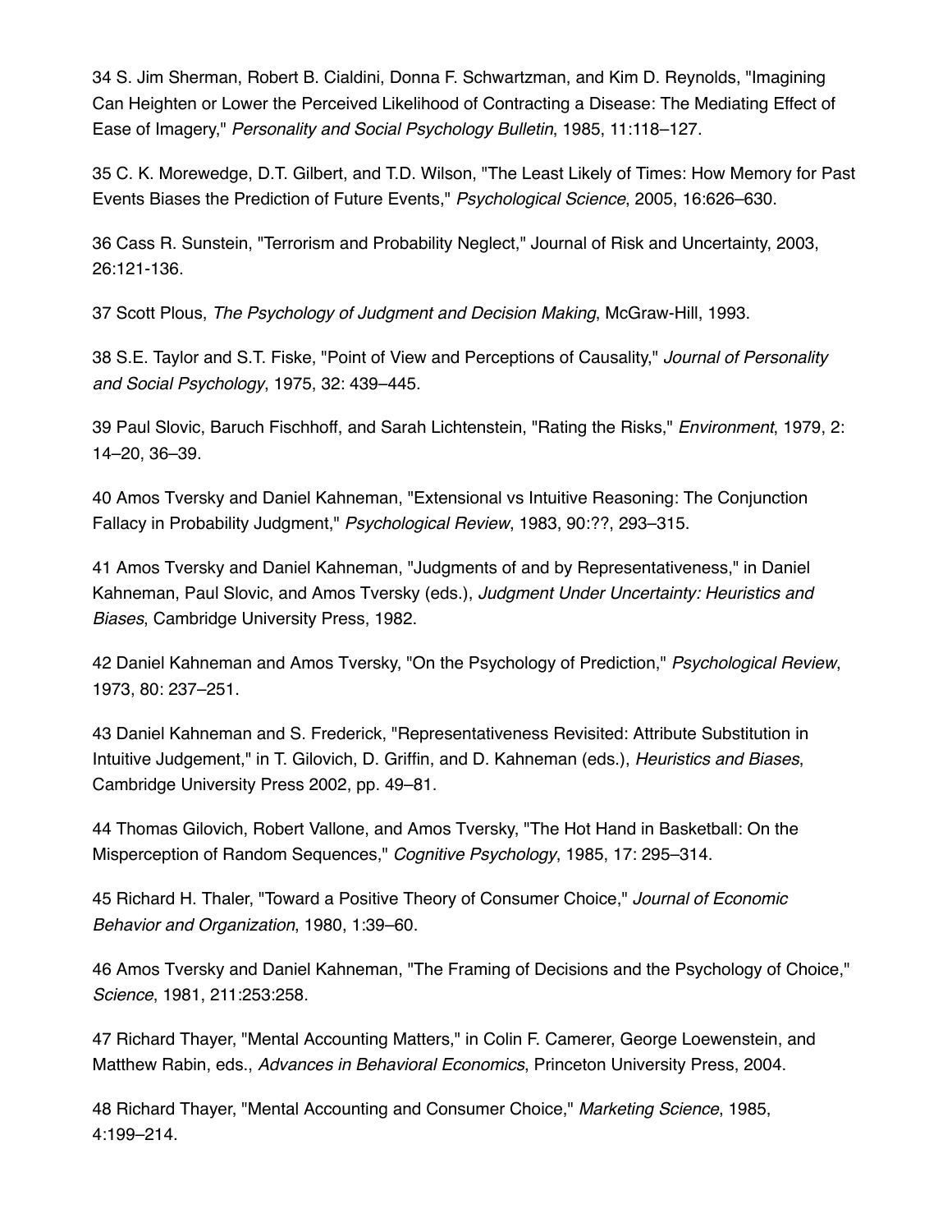34 S. Jim Sherman, Robert B. Cialdini, Donna F. Schwartzman, and Kim D. Reynolds, "Imagining Can Heighten or Lower the Perceived Likelihood of Contracting a Disease: The Mediating Effect of Ease of Imagery," *Personality and Social Psychology Bulletin*, 1985, 11:118–127.

35 C. K. Morewedge, D.T. Gilbert, and T.D. Wilson, "The Least Likely of Times: How Memory for Past Events Biases the Prediction of Future Events," *Psychological Science*, 2005, 16:626–630.

36 Cass R. Sunstein, "Terrorism and Probability Neglect," Journal of Risk and Uncertainty, 2003, 26:121-136.

37 Scott Plous, *The Psychology of Judgment and Decision Making*, McGraw-Hill, 1993.

38 S.E. Taylor and S.T. Fiske, "Point of View and Perceptions of Causality," *Journal of Personality and Social Psychology*, 1975, 32: 439–445.

39 Paul Slovic, Baruch Fischhoff, and Sarah Lichtenstein, "Rating the Risks," *Environment*, 1979, 2: 14–20, 36–39.

40 Amos Tversky and Daniel Kahneman, "Extensional vs Intuitive Reasoning: The Conjunction Fallacy in Probability Judgment," *Psychological Review*, 1983, 90:??, 293–315.

41 Amos Tversky and Daniel Kahneman, "Judgments of and by Representativeness," in Daniel Kahneman, Paul Slovic, and Amos Tversky (eds.), *Judgment Under Uncertainty: Heuristics and Biases*, Cambridge University Press, 1982.

42 Daniel Kahneman and Amos Tversky, "On the Psychology of Prediction," *Psychological Review*, 1973, 80: 237–251.

43 Daniel Kahneman and S. Frederick, "Representativeness Revisited: Attribute Substitution in Intuitive Judgement," in T. Gilovich, D. Griffin, and D. Kahneman (eds.), *Heuristics and Biases*, Cambridge University Press 2002, pp. 49–81.

44 Thomas Gilovich, Robert Vallone, and Amos Tversky, "The Hot Hand in Basketball: On the Misperception of Random Sequences," *Cognitive Psychology*, 1985, 17: 295–314.

45 Richard H. Thaler, "Toward a Positive Theory of Consumer Choice," *Journal of Economic Behavior and Organization*, 1980, 1:39–60.

46 Amos Tversky and Daniel Kahneman, "The Framing of Decisions and the Psychology of Choice," *Science*, 1981, 211:253:258.

47 Richard Thayer, "Mental Accounting Matters," in Colin F. Camerer, George Loewenstein, and Matthew Rabin, eds., *Advances in Behavioral Economics*, Princeton University Press, 2004.

48 Richard Thayer, "Mental Accounting and Consumer Choice," *Marketing Science*, 1985, 4:199–214.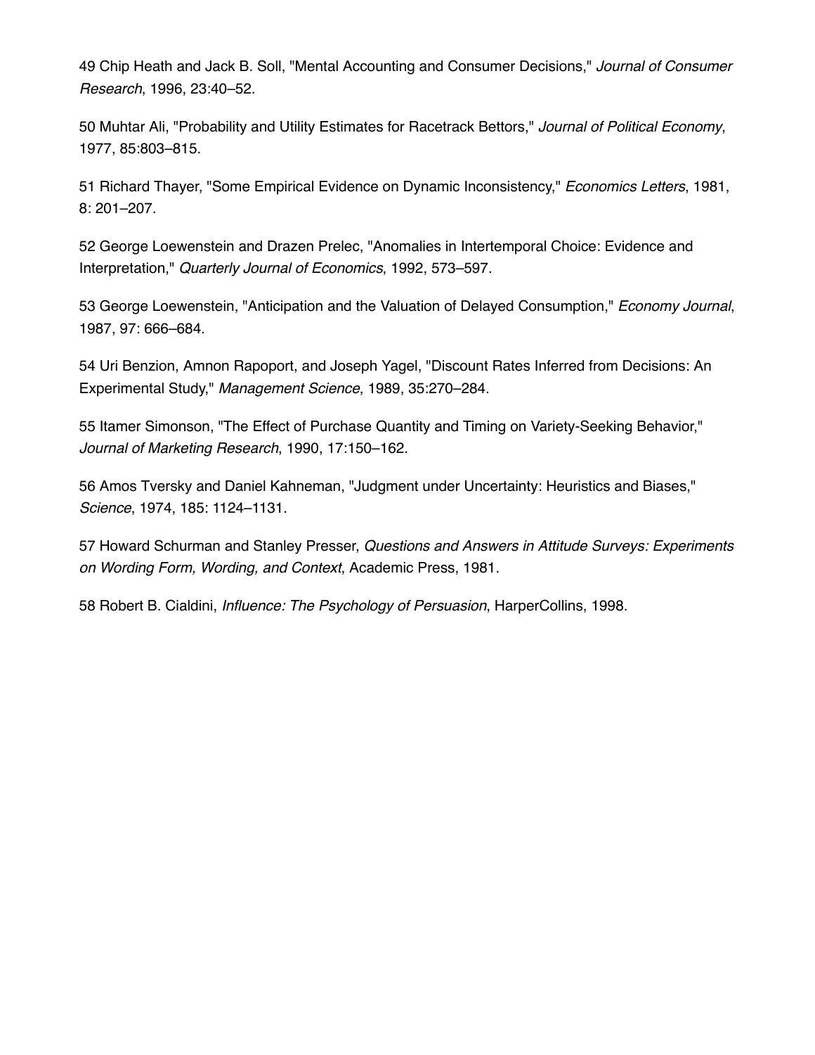49 Chip Heath and Jack B. Soll, "Mental Accounting and Consumer Decisions," *Journal of Consumer Research*, 1996, 23:40–52.

50 Muhtar Ali, "Probability and Utility Estimates for Racetrack Bettors," *Journal of Political Economy*, 1977, 85:803–815.

51 Richard Thayer, "Some Empirical Evidence on Dynamic Inconsistency," *Economics Letters*, 1981, 8: 201–207.

52 George Loewenstein and Drazen Prelec, "Anomalies in Intertemporal Choice: Evidence and Interpretation," *Quarterly Journal of Economics*, 1992, 573–597.

53 George Loewenstein, "Anticipation and the Valuation of Delayed Consumption," *Economy Journal*, 1987, 97: 666–684.

54 Uri Benzion, Amnon Rapoport, and Joseph Yagel, "Discount Rates Inferred from Decisions: An Experimental Study," *Management Science*, 1989, 35:270–284.

55 Itamer Simonson, "The Effect of Purchase Quantity and Timing on Variety-Seeking Behavior," *Journal of Marketing Research*, 1990, 17:150–162.

56 Amos Tversky and Daniel Kahneman, "Judgment under Uncertainty: Heuristics and Biases," *Science*, 1974, 185: 1124–1131.

57 Howard Schurman and Stanley Presser, *Questions and Answers in Attitude Surveys: Experiments on Wording Form, Wording, and Context*, Academic Press, 1981.

58 Robert B. Cialdini, *Influence: The Psychology of Persuasion*, HarperCollins, 1998.